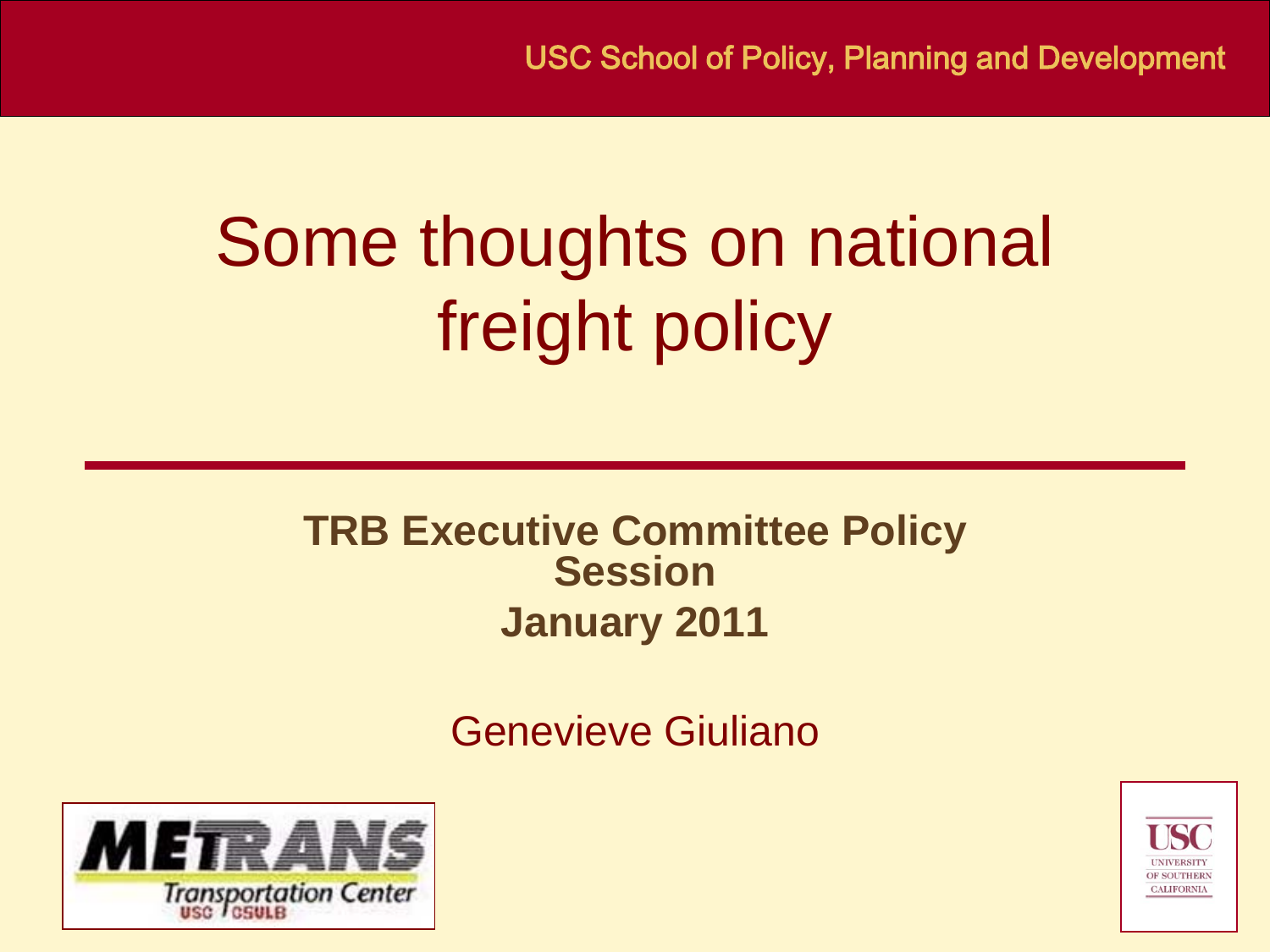USC School of Policy, Planning and Development

# Some thoughts on national freight policy

**TRB Executive Committee Policy Session**

**January 2011**

Genevieve Giuliano

METRANS Transportation Center USC / CSULB

USC University of Southern California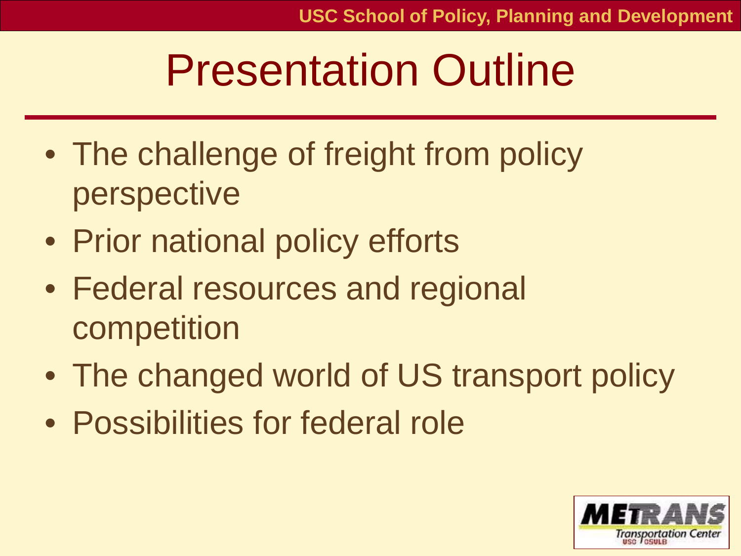# Presentation Outline

- The challenge of freight from policy perspective
- Prior national policy efforts
- Federal resources and regional competition
- The changed world of US transport policy
- Possibilities for federal role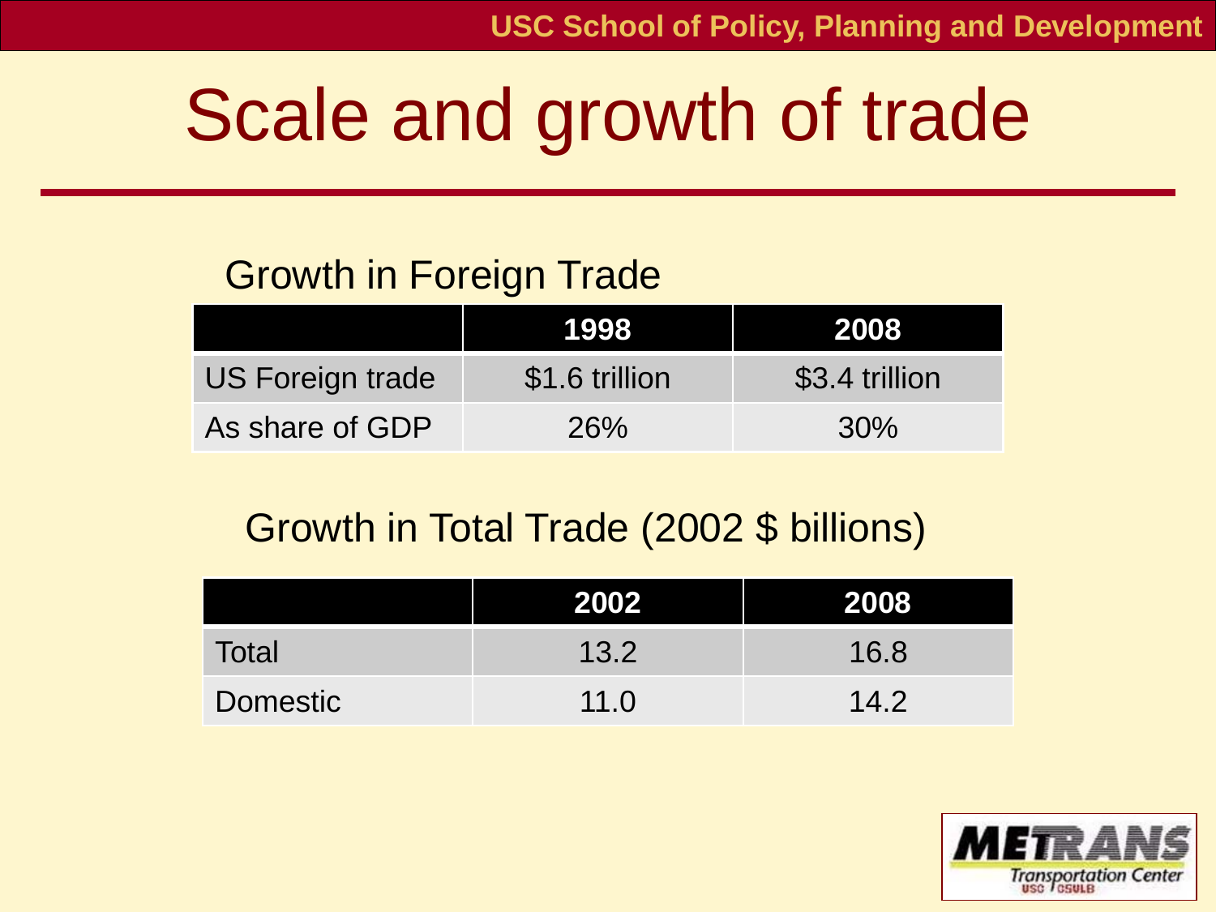# Scale and growth of trade

Growth in Foreign Trade

| | 1998 | 2008 |
|---|---|---|
| US Foreign trade | $1.6 trillion | $3.4 trillion |
| As share of GDP | 26% | 30% |

Growth in Total Trade (2002 $ billions)

| | 2002 | 2008 |
|---|---|---|
| Total | 13.2 | 16.8 |
| Domestic | 11.0 | 14.2 |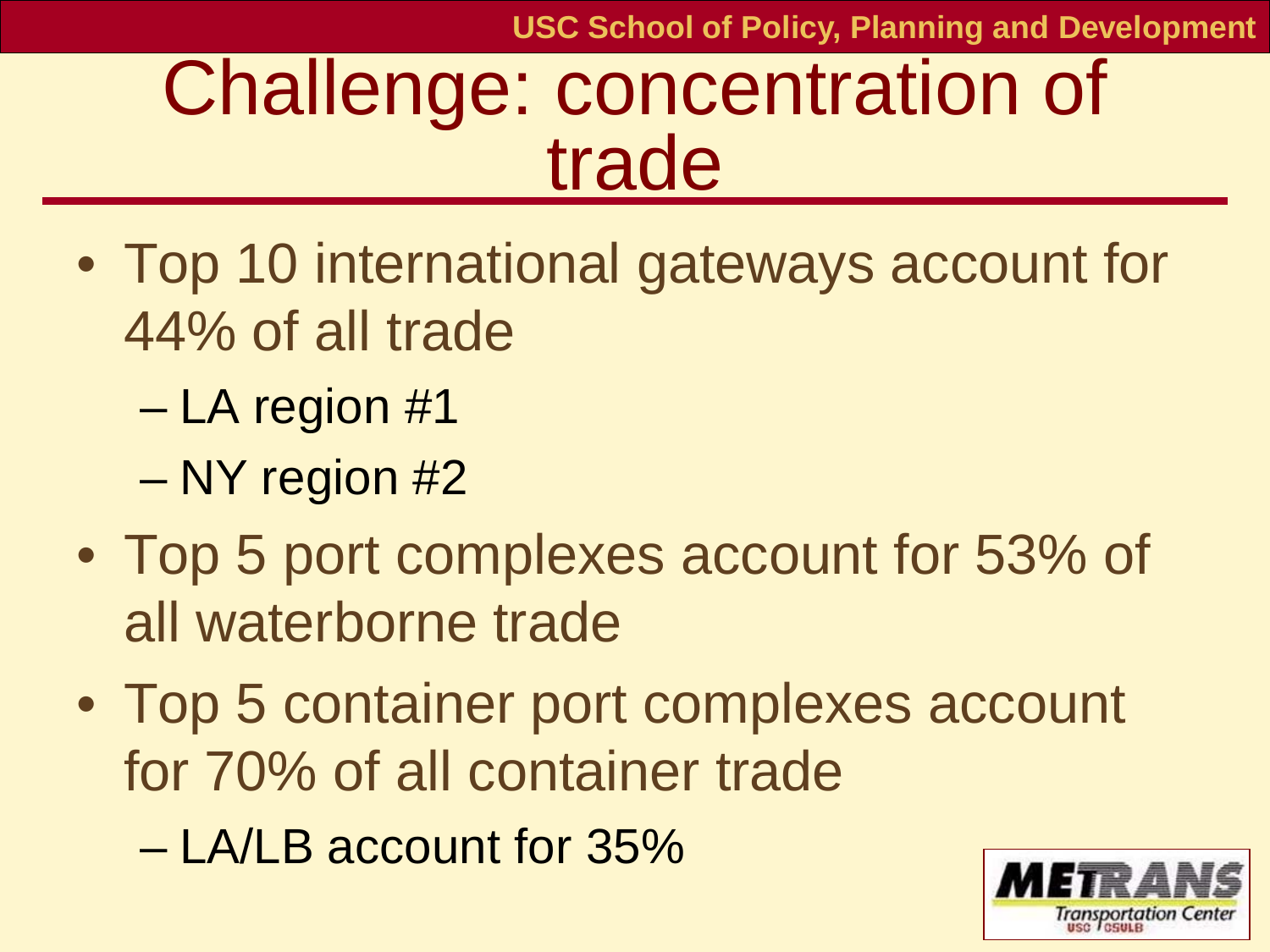# Challenge: concentration of trade

- Top 10 international gateways account for 44% of all trade
  - LA region #1
  - NY region #2
- Top 5 port complexes account for 53% of all waterborne trade
- Top 5 container port complexes account for 70% of all container trade
  - LA/LB account for 35%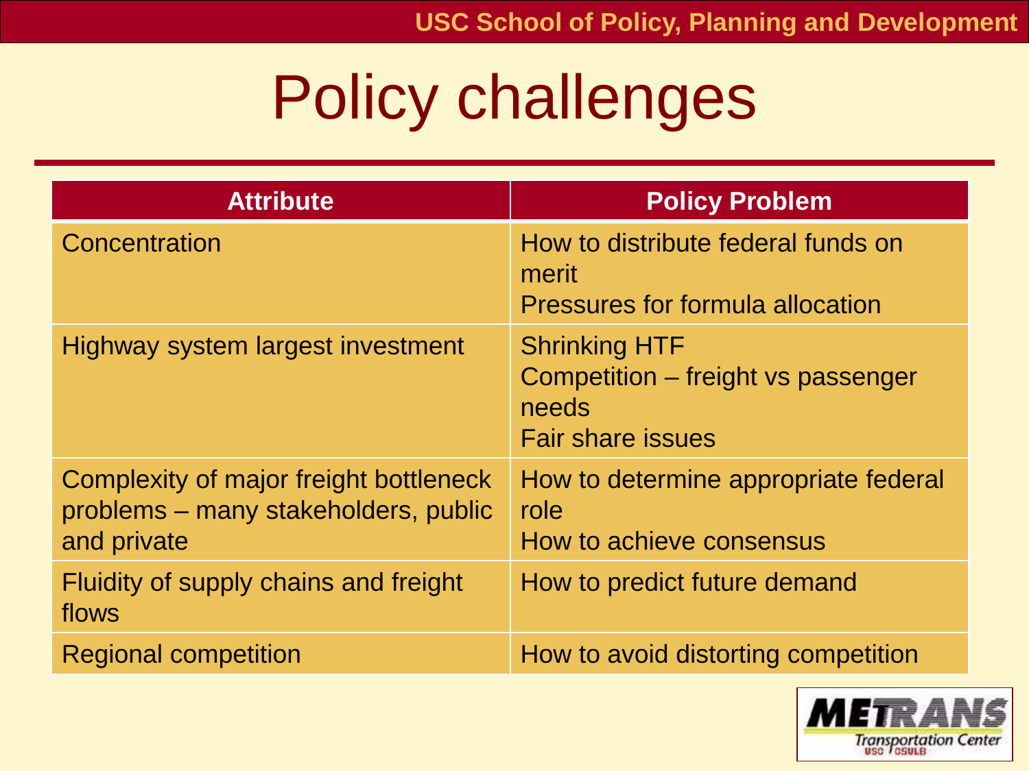# Policy challenges

| Attribute | Policy Problem |
| --- | --- |
| Concentration | How to distribute federal funds on merit<br>Pressures for formula allocation |
| Highway system largest investment | Shrinking HTF<br>Competition – freight vs passenger needs<br>Fair share issues |
| Complexity of major freight bottleneck problems – many stakeholders, public and private | How to determine appropriate federal role<br>How to achieve consensus |
| Fluidity of supply chains and freight flows | How to predict future demand |
| Regional competition | How to avoid distorting competition |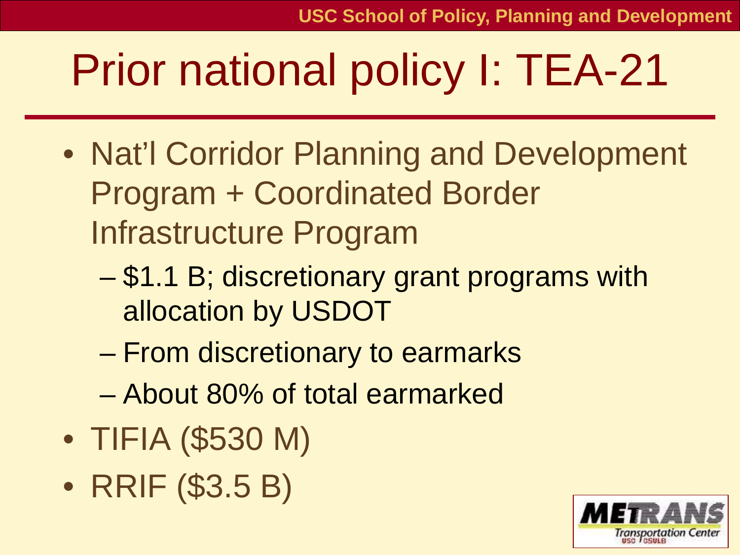# Prior national policy I: TEA-21

- Nat'l Corridor Planning and Development Program + Coordinated Border Infrastructure Program
  - $1.1 B; discretionary grant programs with allocation by USDOT
  - From discretionary to earmarks
  - About 80% of total earmarked
- TIFIA ($530 M)
- RRIF ($3.5 B)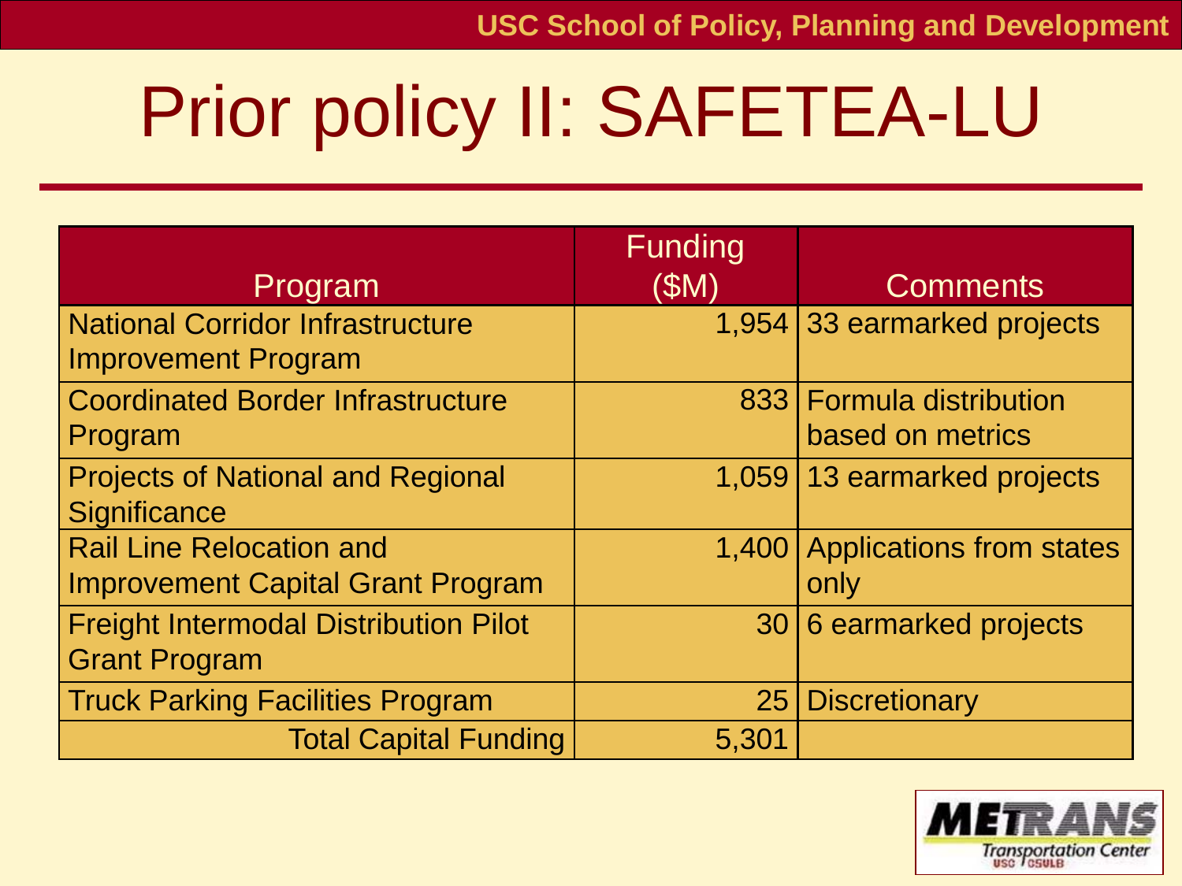# Prior policy II: SAFETEA-LU

| Program | Funding ($M) | Comments |
|---|---|---|
| National Corridor Infrastructure Improvement Program | 1,954 | 33 earmarked projects |
| Coordinated Border Infrastructure Program | 833 | Formula distribution based on metrics |
| Projects of National and Regional Significance | 1,059 | 13 earmarked projects |
| Rail Line Relocation and Improvement Capital Grant Program | 1,400 | Applications from states only |
| Freight Intermodal Distribution Pilot Grant Program | 30 | 6 earmarked projects |
| Truck Parking Facilities Program | 25 | Discretionary |
| Total Capital Funding | 5,301 | |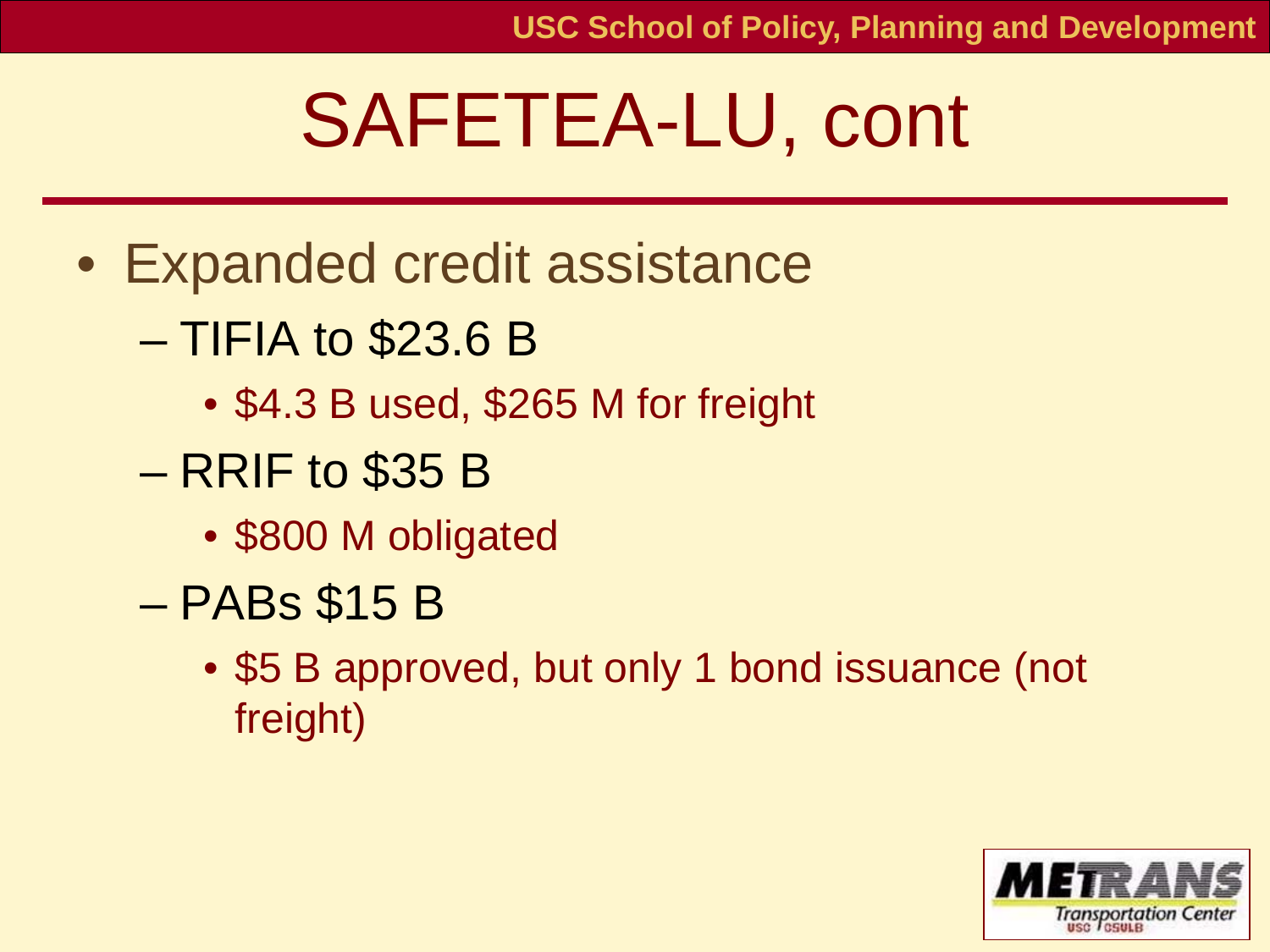# SAFETEA-LU, cont

- Expanded credit assistance
  - TIFIA to $23.6 B
    - $4.3 B used, $265 M for freight
  - RRIF to $35 B
    - $800 M obligated
  - PABs $15 B
    - $5 B approved, but only 1 bond issuance (not freight)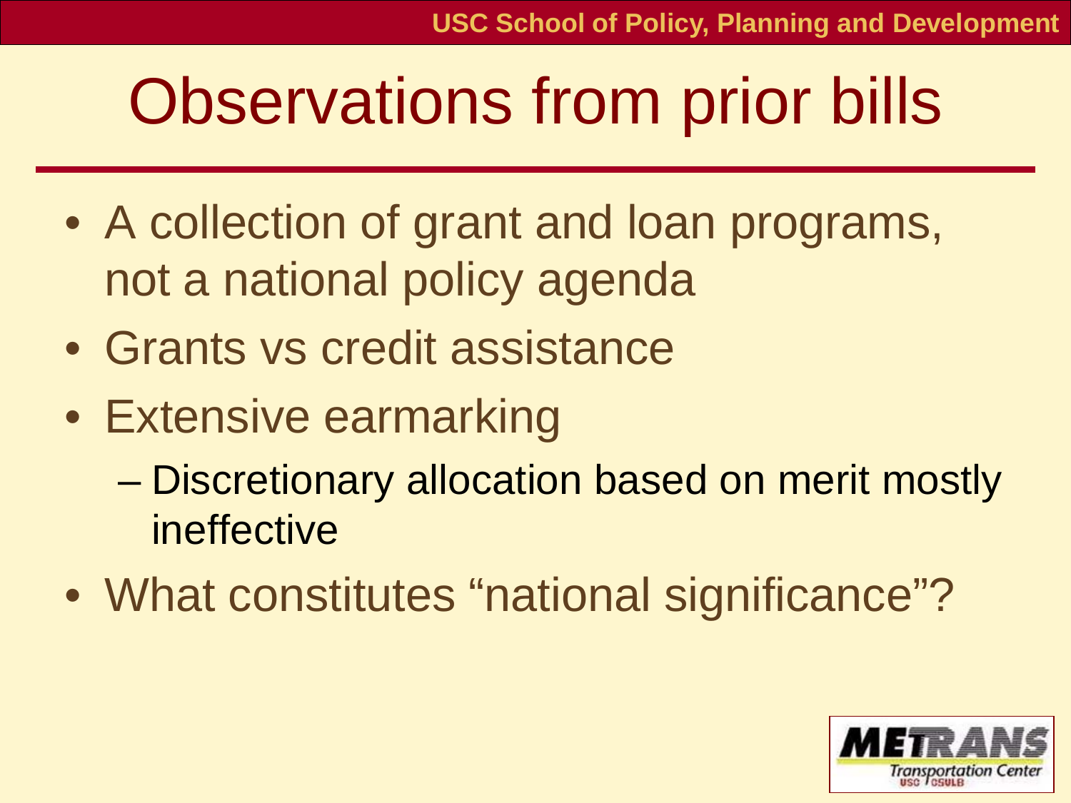# Observations from prior bills

- A collection of grant and loan programs, not a national policy agenda
- Grants vs credit assistance
- Extensive earmarking
  - Discretionary allocation based on merit mostly ineffective
- What constitutes "national significance"?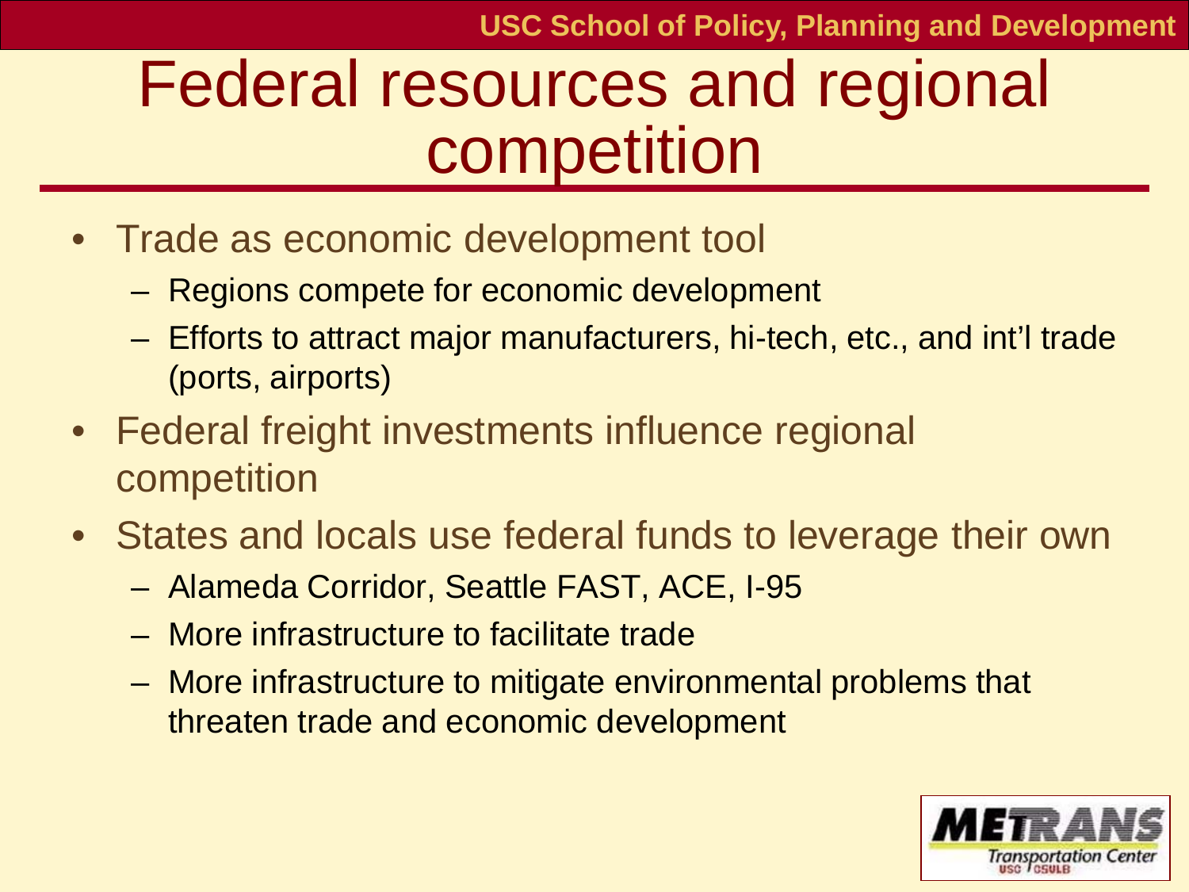# Federal resources and regional competition

- Trade as economic development tool
  - Regions compete for economic development
  - Efforts to attract major manufacturers, hi-tech, etc., and int'l trade (ports, airports)
- Federal freight investments influence regional competition
- States and locals use federal funds to leverage their own
  - Alameda Corridor, Seattle FAST, ACE, I-95
  - More infrastructure to facilitate trade
  - More infrastructure to mitigate environmental problems that threaten trade and economic development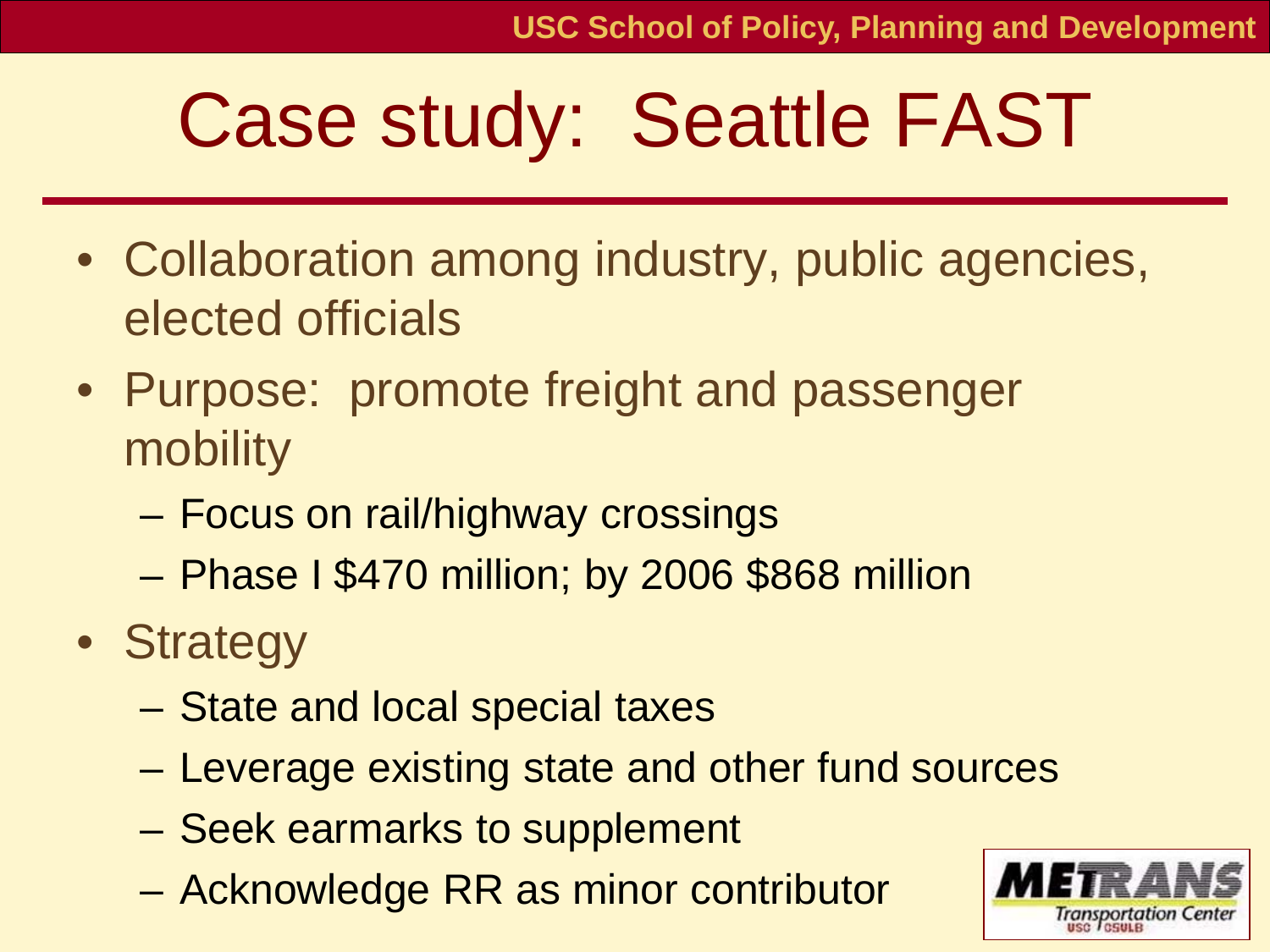# Case study: Seattle FAST

- Collaboration among industry, public agencies, elected officials
- Purpose: promote freight and passenger mobility
  - Focus on rail/highway crossings
  - Phase I $470 million; by 2006 $868 million
- Strategy
  - State and local special taxes
  - Leverage existing state and other fund sources
  - Seek earmarks to supplement
  - Acknowledge RR as minor contributor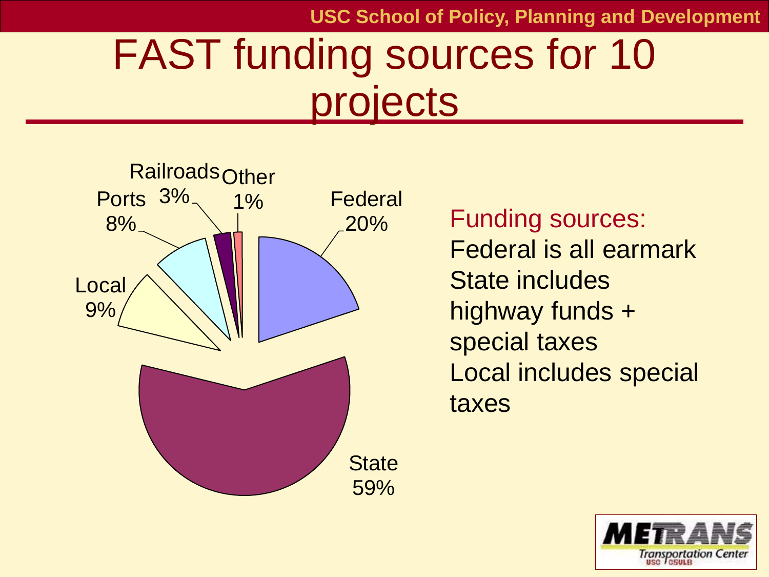# FAST funding sources for 10 projects

Railroads 3%

Other 1%

Ports 8%

Federal 20%

Local 9%

State 59%

Funding sources:

Federal is all earmark

State includes highway funds + special taxes

Local includes special taxes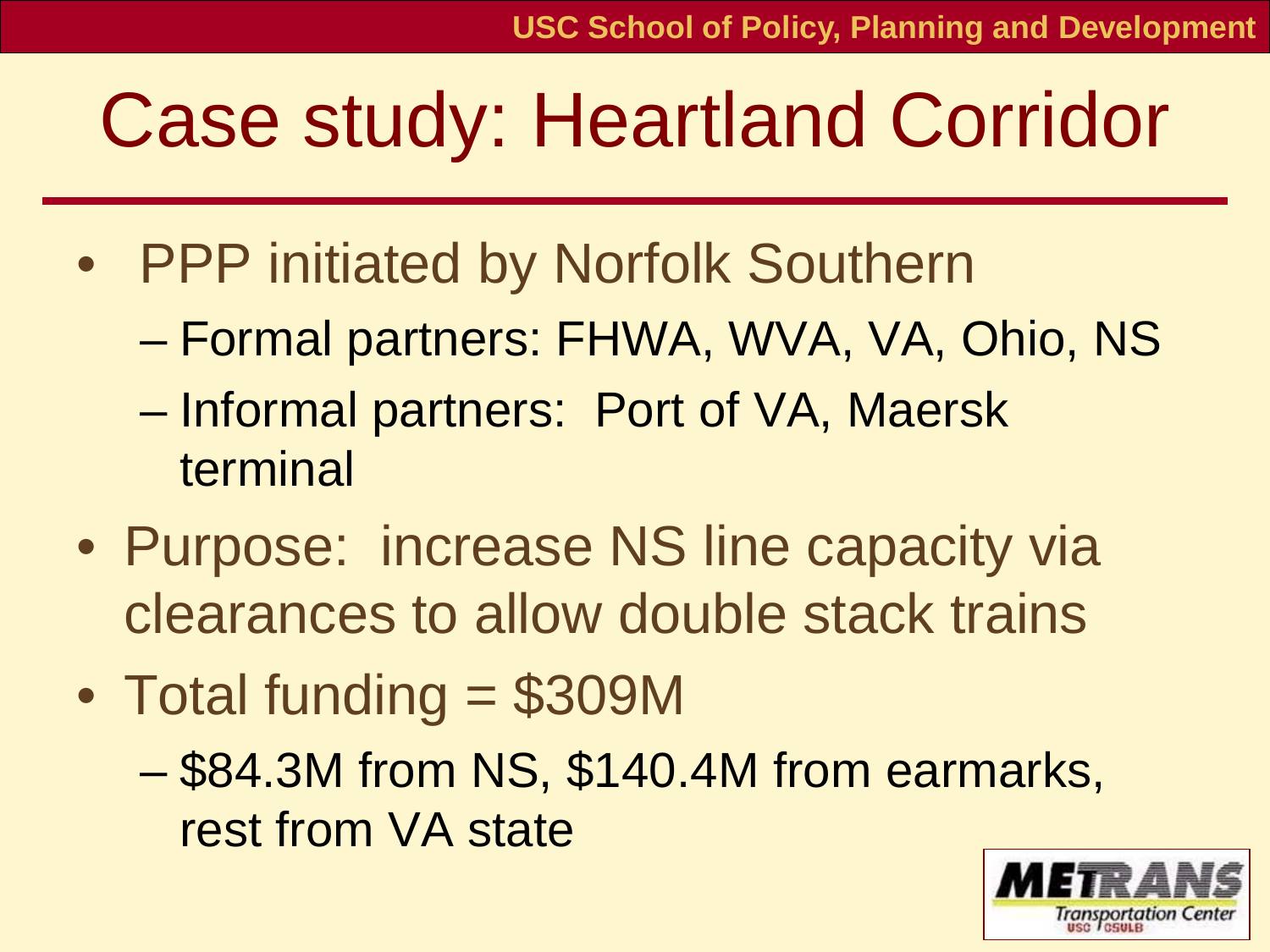# Case study: Heartland Corridor

- PPP initiated by Norfolk Southern
  - Formal partners: FHWA, WVA, VA, Ohio, NS
  - Informal partners: Port of VA, Maersk terminal
- Purpose: increase NS line capacity via clearances to allow double stack trains
- Total funding = $309M
  - $84.3M from NS, $140.4M from earmarks, rest from VA state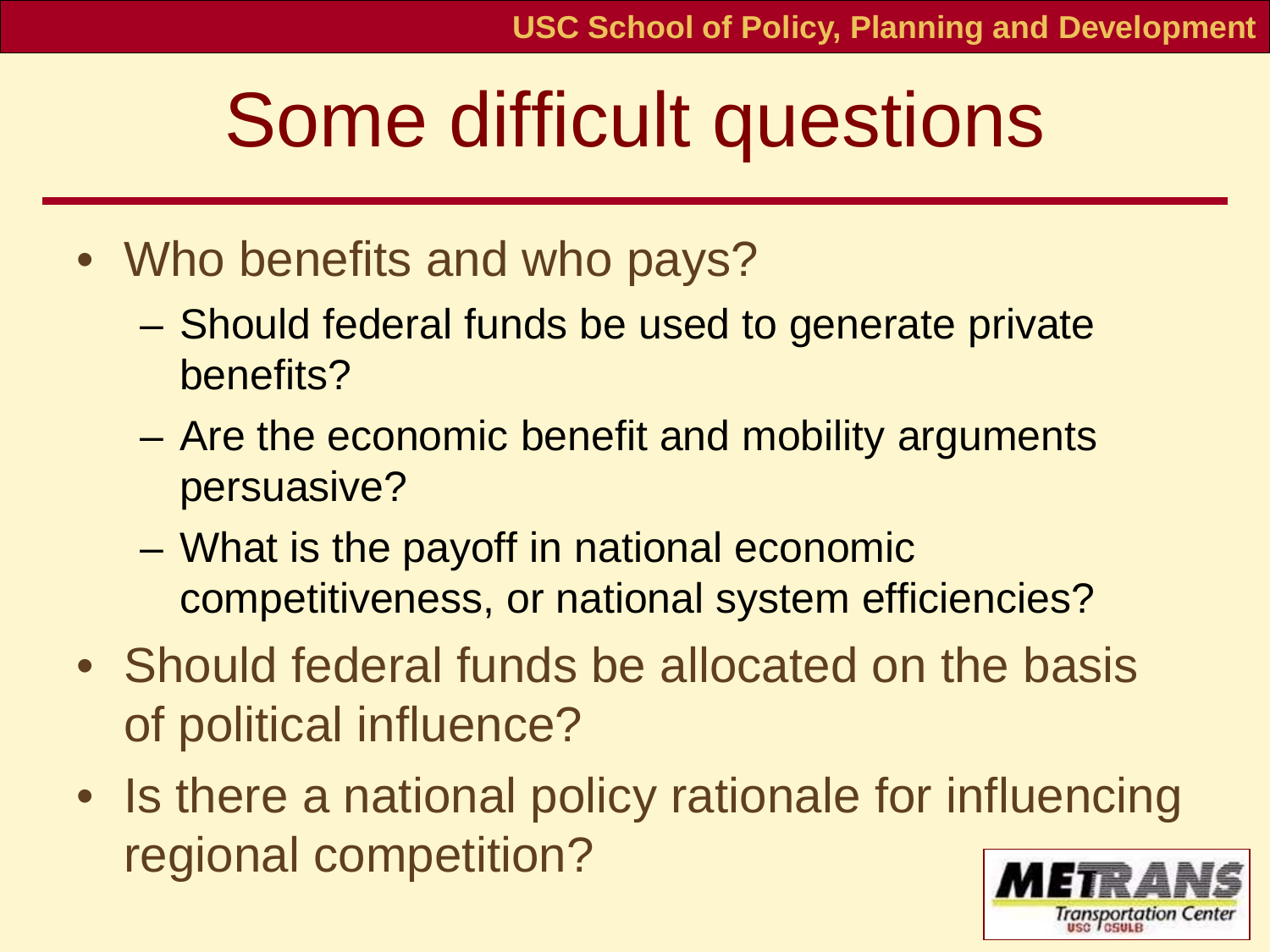# Some difficult questions

- Who benefits and who pays?
  - Should federal funds be used to generate private benefits?
  - Are the economic benefit and mobility arguments persuasive?
  - What is the payoff in national economic competitiveness, or national system efficiencies?
- Should federal funds be allocated on the basis of political influence?
- Is there a national policy rationale for influencing regional competition?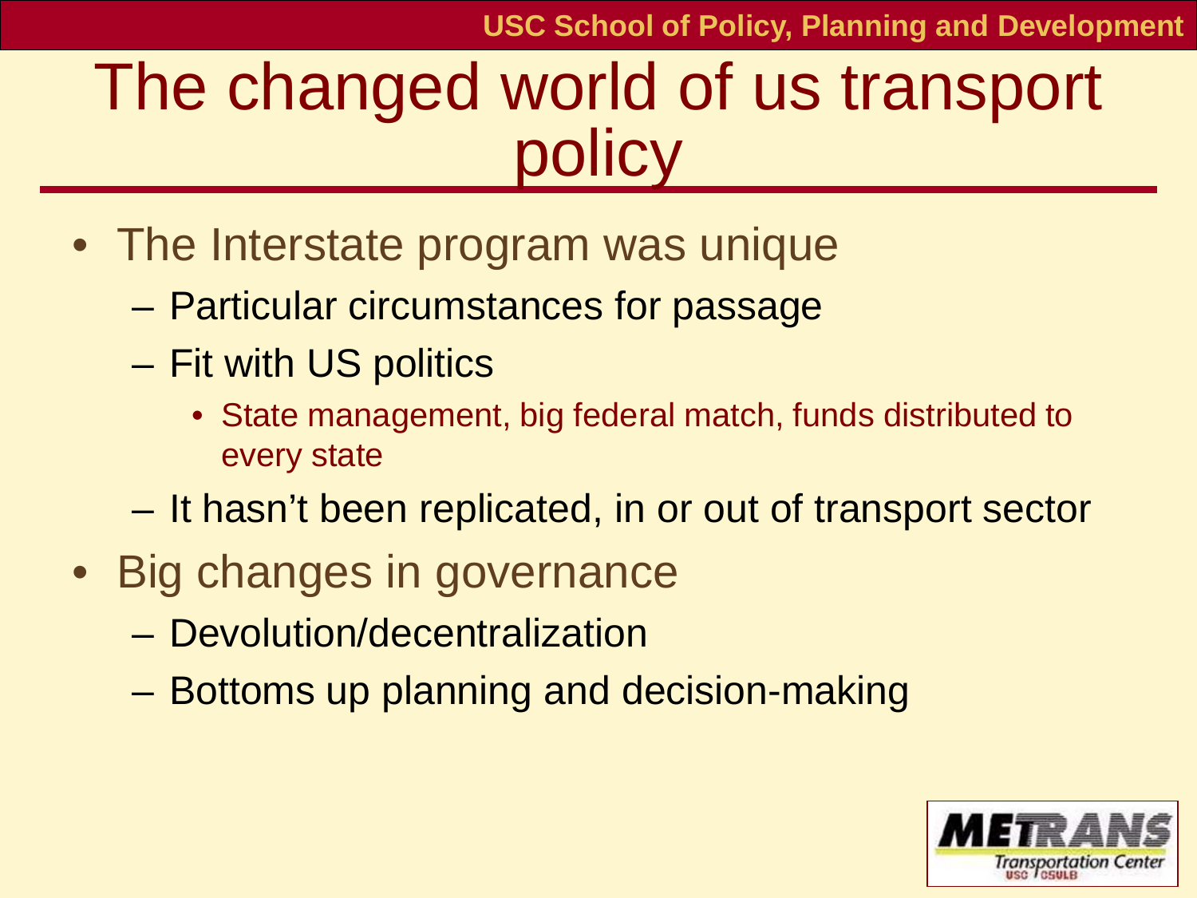# The changed world of us transport policy

- The Interstate program was unique
  - Particular circumstances for passage
  - Fit with US politics
    - State management, big federal match, funds distributed to every state
  - It hasn't been replicated, in or out of transport sector
- Big changes in governance
  - Devolution/decentralization
  - Bottoms up planning and decision-making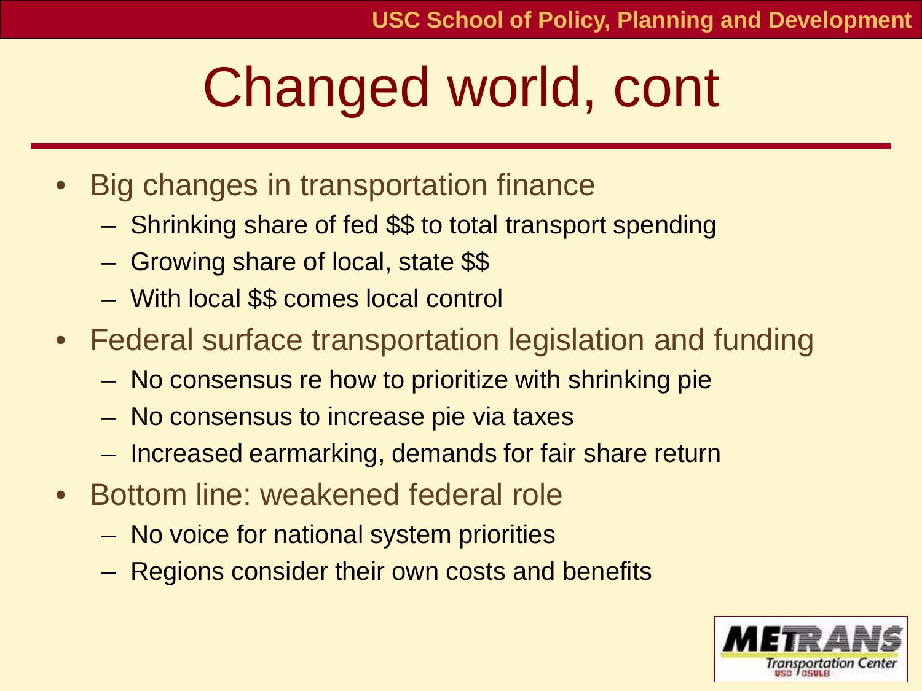# Changed world, cont

- Big changes in transportation finance
  - Shrinking share of fed $$ to total transport spending
  - Growing share of local, state $$
  - With local $$ comes local control
- Federal surface transportation legislation and funding
  - No consensus re how to prioritize with shrinking pie
  - No consensus to increase pie via taxes
  - Increased earmarking, demands for fair share return
- Bottom line: weakened federal role
  - No voice for national system priorities
  - Regions consider their own costs and benefits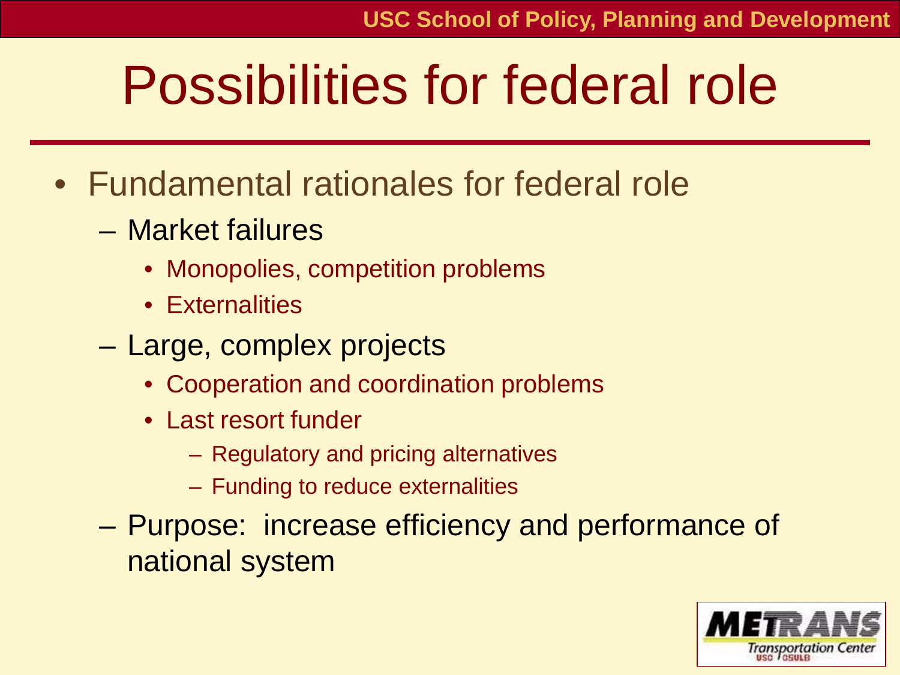# Possibilities for federal role

- Fundamental rationales for federal role
  - Market failures
    - Monopolies, competition problems
    - Externalities
  - Large, complex projects
    - Cooperation and coordination problems
    - Last resort funder
      - Regulatory and pricing alternatives
      - Funding to reduce externalities
  - Purpose: increase efficiency and performance of national system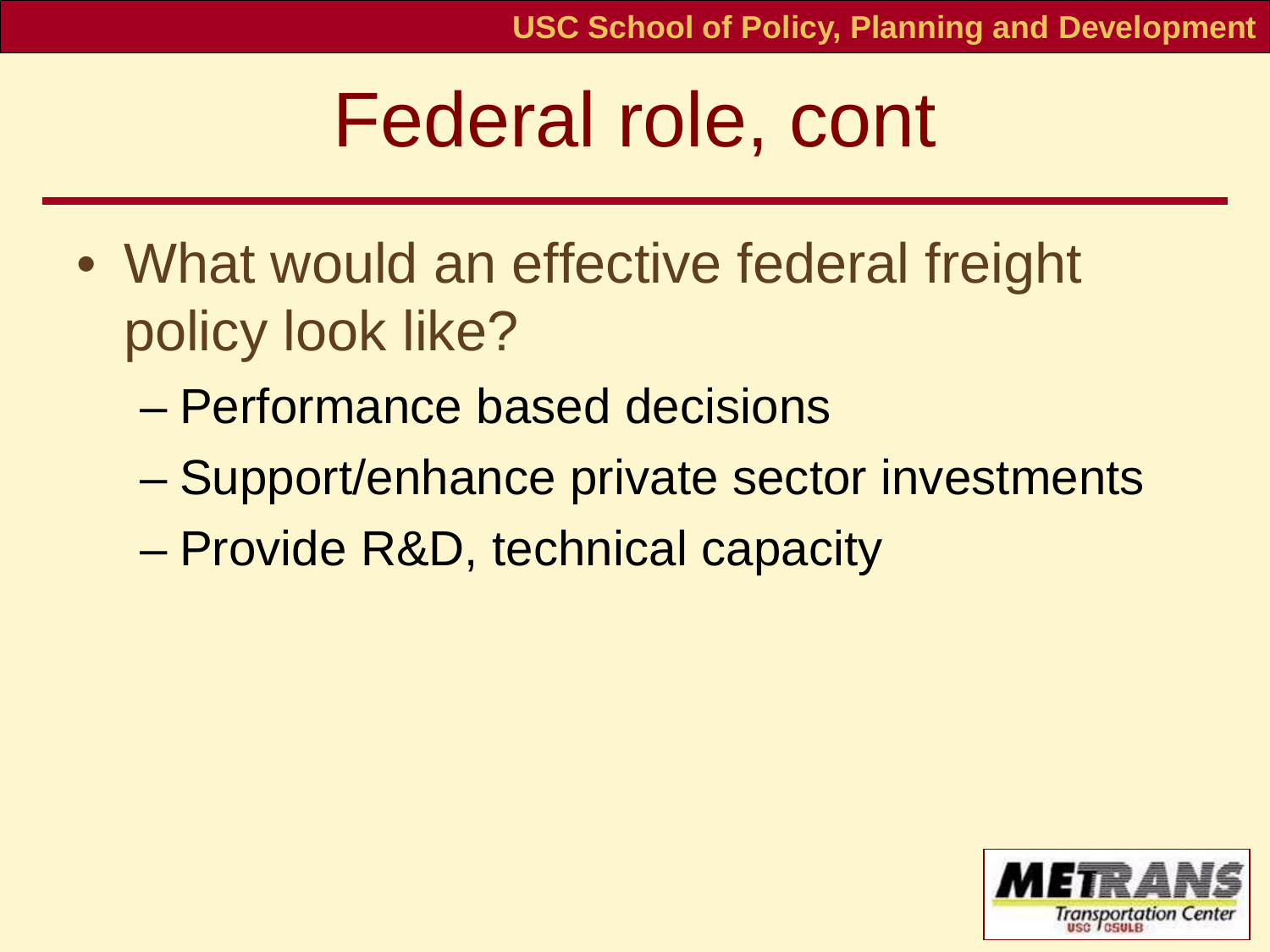# Federal role, cont

- What would an effective federal freight policy look like?
  - Performance based decisions
  - Support/enhance private sector investments
  - Provide R&D, technical capacity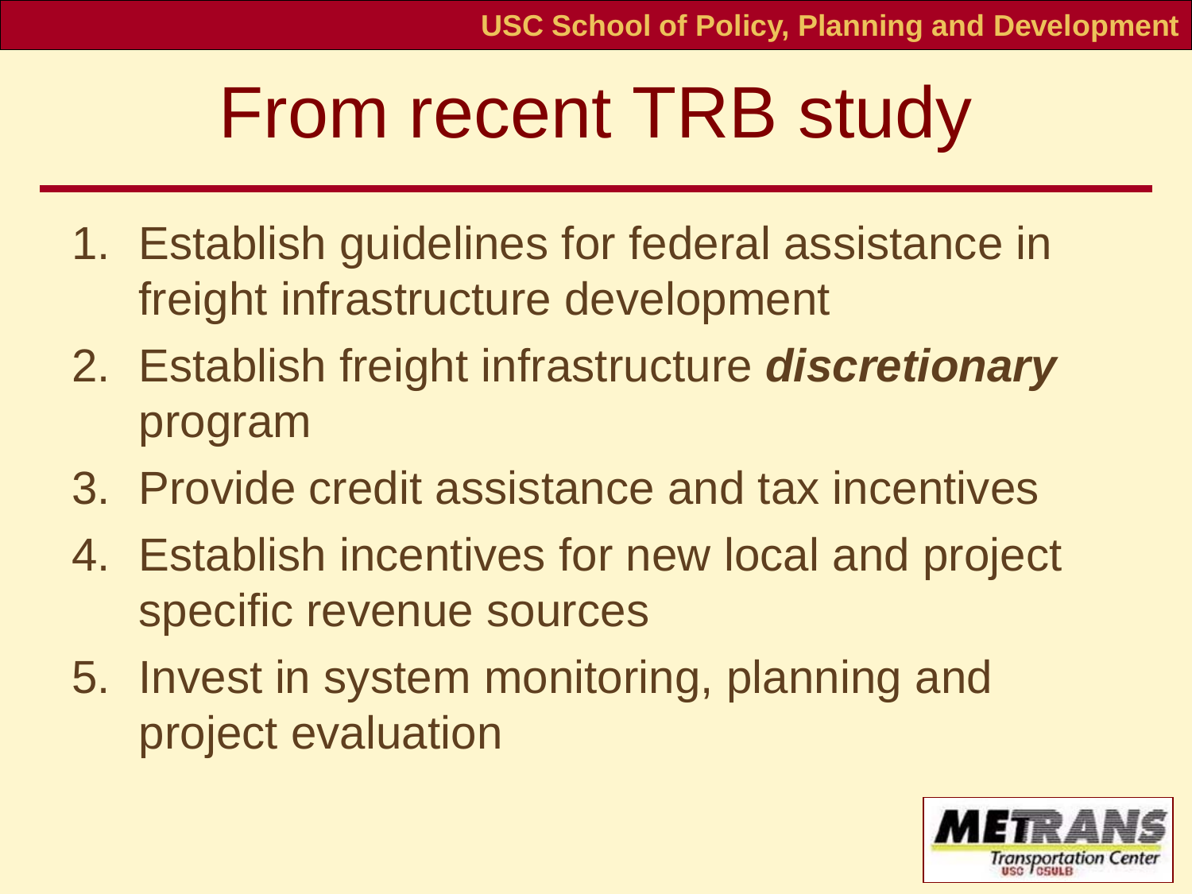# From recent TRB study

1. Establish guidelines for federal assistance in freight infrastructure development
2. Establish freight infrastructure ***discretionary*** program
3. Provide credit assistance and tax incentives
4. Establish incentives for new local and project specific revenue sources
5. Invest in system monitoring, planning and project evaluation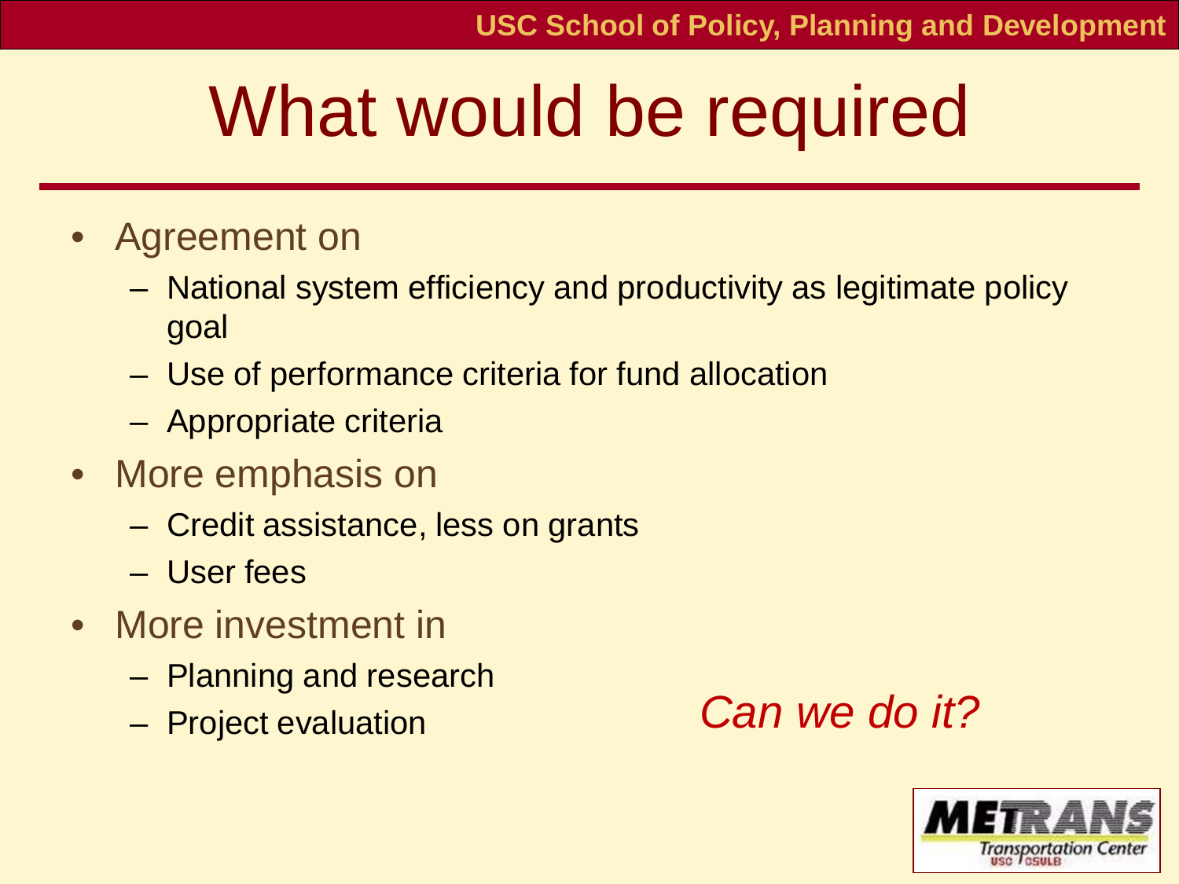# What would be required

- Agreement on
  - National system efficiency and productivity as legitimate policy goal
  - Use of performance criteria for fund allocation
  - Appropriate criteria
- More emphasis on
  - Credit assistance, less on grants
  - User fees
- More investment in
  - Planning and research
  - Project evaluation

*Can we do it?*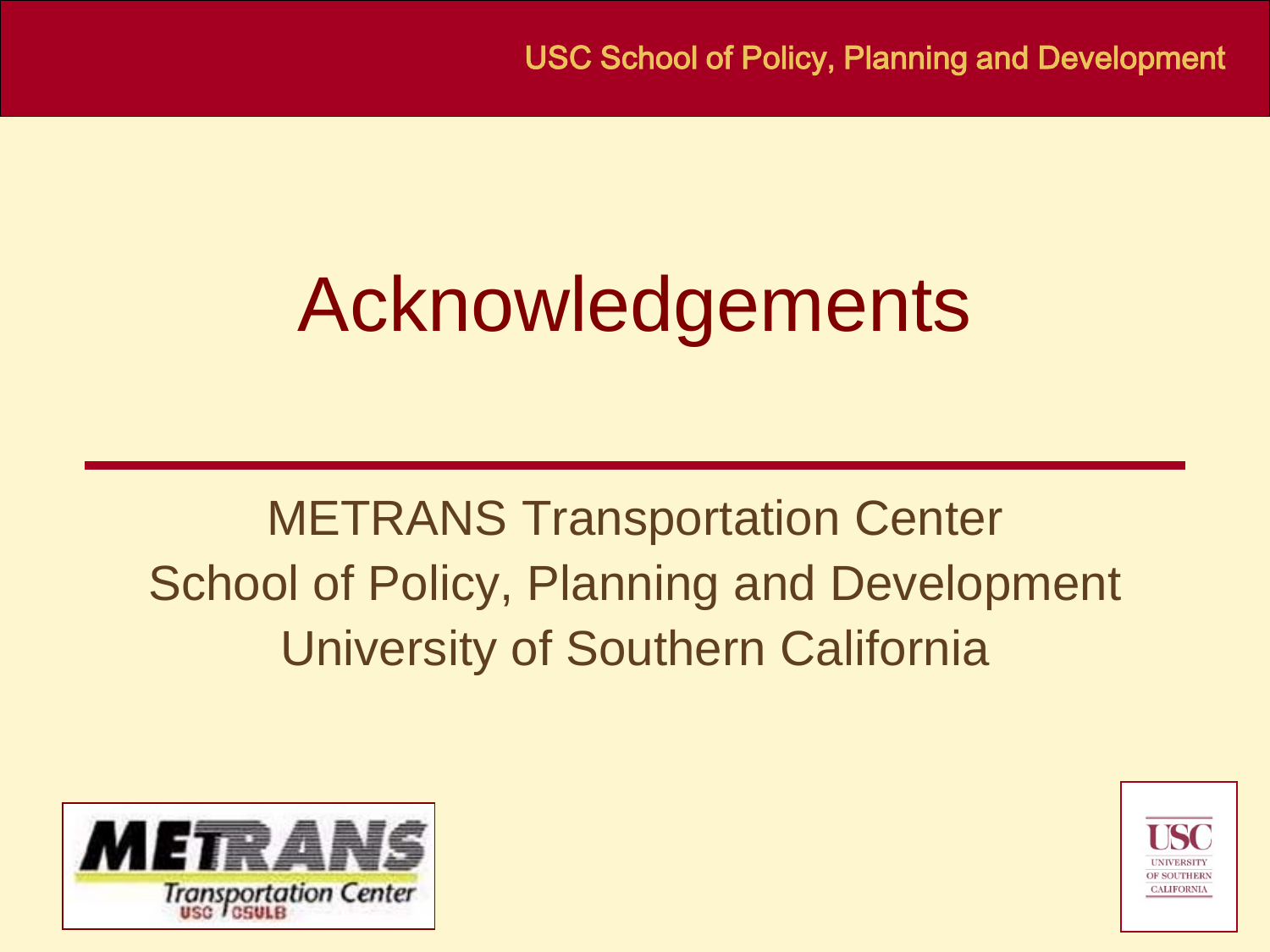# Acknowledgements

METRANS Transportation Center
School of Policy, Planning and Development
University of Southern California